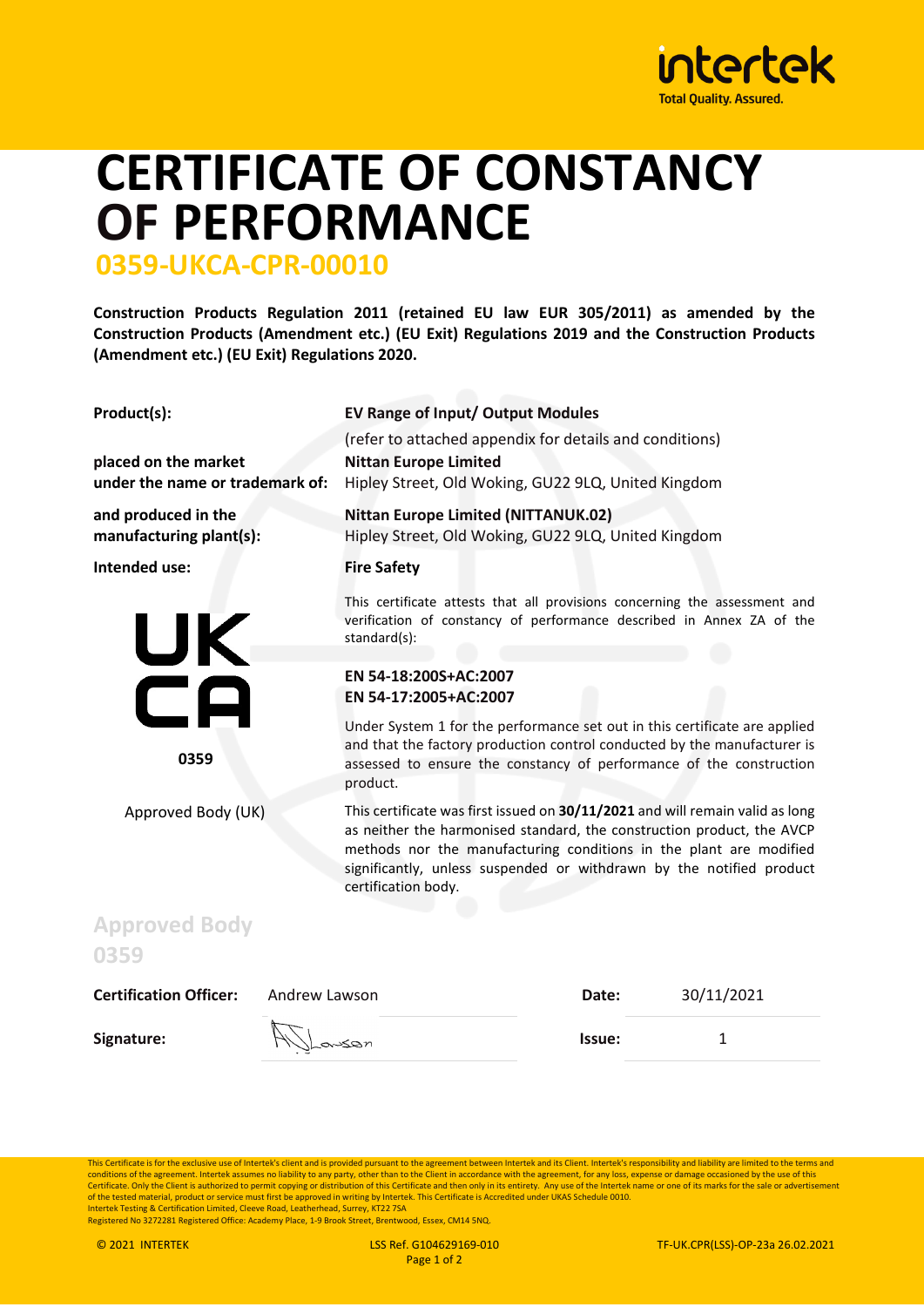# CERTIFICATE OF CONSTANCY OF PERFORMANCE

## 0359-UKCA-CPR-00010

**Construction Products Regulation 2011 (retained EU law EUR 305/2011) as amended by the Construction Products (Amendment etc.) (EU Exit) Regulations 2019 and the Construction Products (Amendment etc.) (EU Exit) Regulations 2020.**

**Product(s):** **EV Range of Input/ Output Modules**
(refer to attached appendix for details and conditions)

**placed on the market under the name or trademark of:** **Nittan Europe Limited**
Hipley Street, Old Woking, GU22 9LQ, United Kingdom

**and produced in the manufacturing plant(s):** **Nittan Europe Limited (NITTANUK.02)**
Hipley Street, Old Woking, GU22 9LQ, United Kingdom

**Intended use:** **Fire Safety**

UK CA
0359
Approved Body (UK)

This certificate attests that all provisions concerning the assessment and verification of constancy of performance described in Annex ZA of the standard(s):

**EN 54-18:200S+AC:2007**
**EN 54-17:2005+AC:2007**

Under System 1 for the performance set out in this certificate are applied and that the factory production control conducted by the manufacturer is assessed to ensure the constancy of performance of the construction product.

This certificate was first issued on **30/11/2021** and will remain valid as long as neither the harmonised standard, the construction product, the AVCP methods nor the manufacturing conditions in the plant are modified significantly, unless suspended or withdrawn by the notified product certification body.

## Approved Body 0359

| **Certification Officer:** | Andrew Lawson | **Date:** | 30/11/2021 |
|---|---|---|---|
| **Signature:** | A Lawson | **Issue:** | 1 |

This Certificate is for the exclusive use of Intertek's client and is provided pursuant to the agreement between Intertek and its Client. Intertek's responsibility and liability are limited to the terms and conditions of the agreement. Intertek assumes no liability to any party, other than to the Client in accordance with the agreement, for any loss, expense or damage occasioned by the use of this Certificate. Only the Client is authorized to permit copying or distribution of this Certificate and then only in its entirety. Any use of the Intertek name or one of its marks for the sale or advertisement of the tested material, product or service must first be approved in writing by Intertek. This Certificate is Accredited under UKAS Schedule 0010.
Intertek Testing & Certification Limited, Cleeve Road, Leatherhead, Surrey, KT22 7SA
Registered No 3272281 Registered Office: Academy Place, 1-9 Brook Street, Brentwood, Essex, CM14 5NQ.

© 2021 INTERTEK LSS Ref. G104629169-010 TF-UK.CPR(LSS)-OP-23a 26.02.2021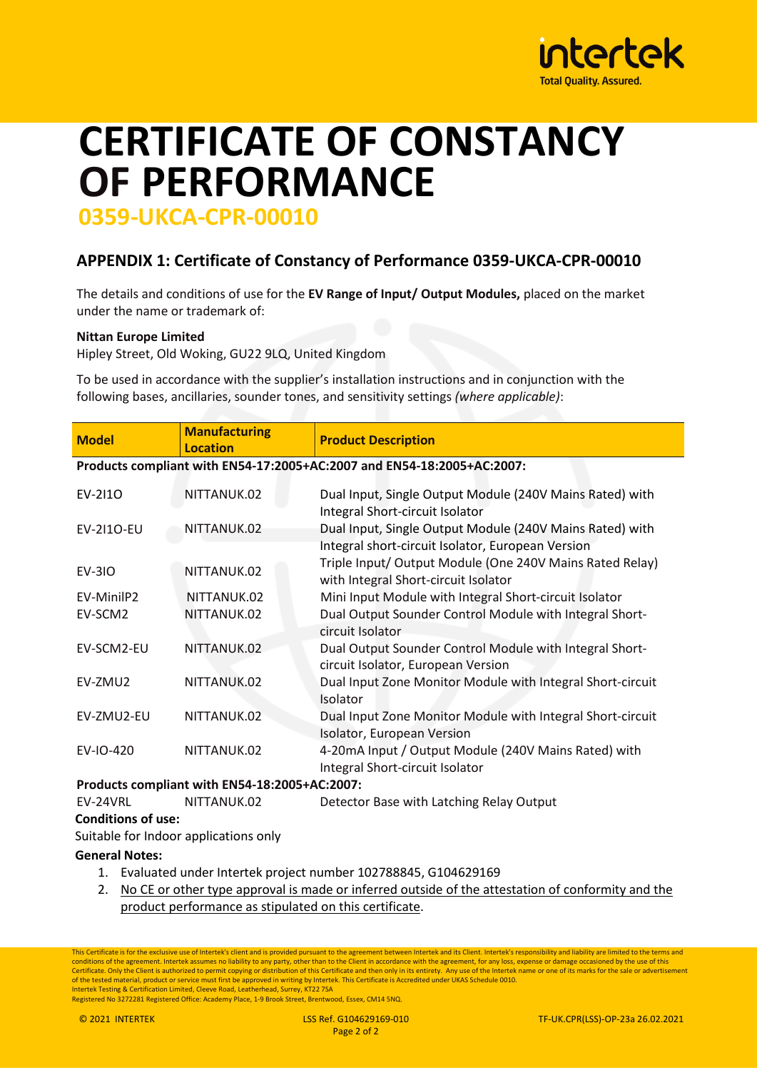# CERTIFICATE OF CONSTANCY OF PERFORMANCE

## 0359-UKCA-CPR-00010

### APPENDIX 1: Certificate of Constancy of Performance 0359-UKCA-CPR-00010

The details and conditions of use for the **EV Range of Input/ Output Modules,** placed on the market under the name or trademark of:

**Nittan Europe Limited**
Hipley Street, Old Woking, GU22 9LQ, United Kingdom

To be used in accordance with the supplier's installation instructions and in conjunction with the following bases, ancillaries, sounder tones, and sensitivity settings *(where applicable)*:

| Model | Manufacturing Location | Product Description |
|---|---|---|
| **Products compliant with EN54-17:2005+AC:2007 and EN54-18:2005+AC:2007:** | | |
| EV-2I1O | NITTANUK.02 | Dual Input, Single Output Module (240V Mains Rated) with Integral Short-circuit Isolator |
| EV-2I1O-EU | NITTANUK.02 | Dual Input, Single Output Module (240V Mains Rated) with Integral short-circuit Isolator, European Version |
| EV-3IO | NITTANUK.02 | Triple Input/ Output Module (One 240V Mains Rated Relay) with Integral Short-circuit Isolator |
| EV-MiniIP2 | NITTANUK.02 | Mini Input Module with Integral Short-circuit Isolator |
| EV-SCM2 | NITTANUK.02 | Dual Output Sounder Control Module with Integral Short-circuit Isolator |
| EV-SCM2-EU | NITTANUK.02 | Dual Output Sounder Control Module with Integral Short-circuit Isolator, European Version |
| EV-ZMU2 | NITTANUK.02 | Dual Input Zone Monitor Module with Integral Short-circuit Isolator |
| EV-ZMU2-EU | NITTANUK.02 | Dual Input Zone Monitor Module with Integral Short-circuit Isolator, European Version |
| EV-IO-420 | NITTANUK.02 | 4-20mA Input / Output Module (240V Mains Rated) with Integral Short-circuit Isolator |
| **Products compliant with EN54-18:2005+AC:2007:** | | |
| EV-24VRL | NITTANUK.02 | Detector Base with Latching Relay Output |

**Conditions of use:**

Suitable for Indoor applications only

**General Notes:**

1. Evaluated under Intertek project number 102788845, G104629169
2. No CE or other type approval is made or inferred outside of the attestation of conformity and the product performance as stipulated on this certificate.

This Certificate is for the exclusive use of Intertek's client and is provided pursuant to the agreement between Intertek and its Client. Intertek's responsibility and liability are limited to the terms and conditions of the agreement. Intertek assumes no liability to any party, other than to the Client in accordance with the agreement, for any loss, expense or damage occasioned by the use of this Certificate. Only the Client is authorized to permit copying or distribution of this Certificate and then only in its entirety. Any use of the Intertek name or one of its marks for the sale or advertisement of the tested material, product or service must first be approved in writing by Intertek. This Certificate is Accredited under UKAS Schedule 0010.
Intertek Testing & Certification Limited, Cleeve Road, Leatherhead, Surrey, KT22 7SA
Registered No 3272281 Registered Office: Academy Place, 1-9 Brook Street, Brentwood, Essex, CM14 5NQ.

© 2021 INTERTEK LSS Ref. G104629169-010 TF-UK.CPR(LSS)-OP-23a 26.02.2021